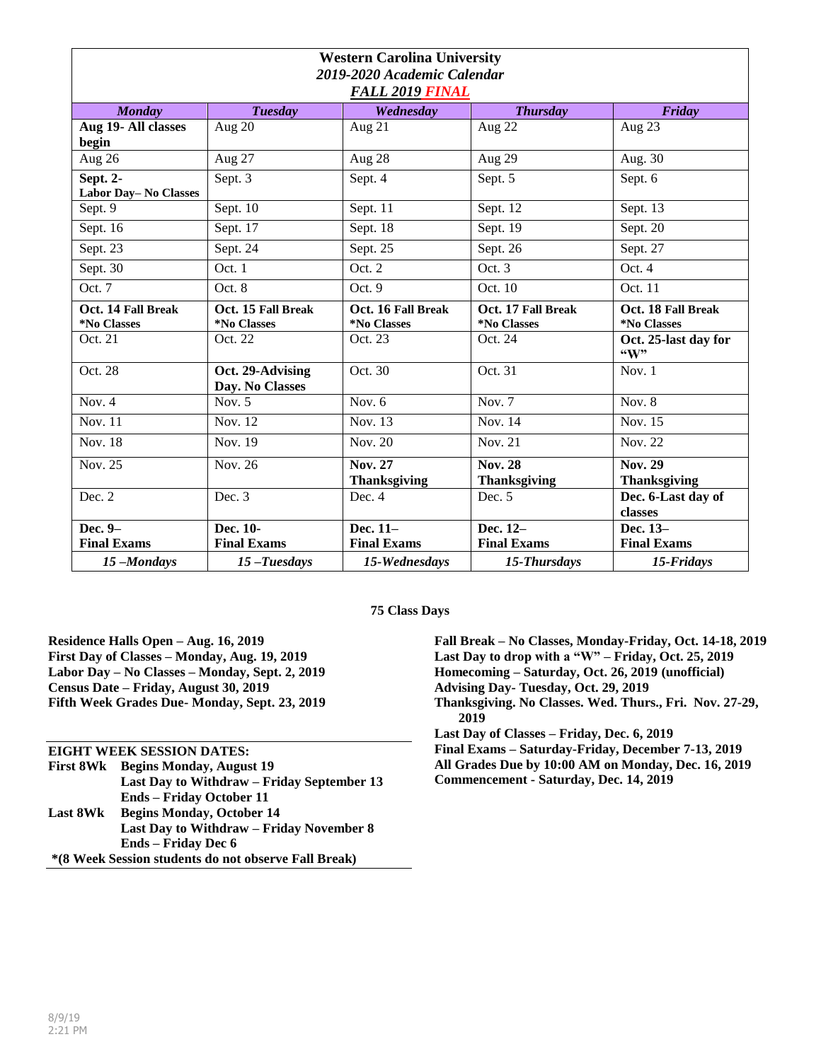# Western Carolina University

*2019-2020 Academic Calendar*

***FALL 2019 FINAL***

| *Monday* | *Tuesday* | *Wednesday* | *Thursday* | *Friday* |
|---|---|---|---|---|
| **Aug 19- All classes begin** | Aug 20 | Aug 21 | Aug 22 | Aug 23 |
| Aug 26 | Aug 27 | Aug 28 | Aug 29 | Aug. 30 |
| **Sept. 2- Labor Day– No Classes** | Sept. 3 | Sept. 4 | Sept. 5 | Sept. 6 |
| Sept. 9 | Sept. 10 | Sept. 11 | Sept. 12 | Sept. 13 |
| Sept. 16 | Sept. 17 | Sept. 18 | Sept. 19 | Sept. 20 |
| Sept. 23 | Sept. 24 | Sept. 25 | Sept. 26 | Sept. 27 |
| Sept. 30 | Oct. 1 | Oct. 2 | Oct. 3 | Oct. 4 |
| Oct. 7 | Oct. 8 | Oct. 9 | Oct. 10 | Oct. 11 |
| **Oct. 14 Fall Break *No Classes** | **Oct. 15 Fall Break *No Classes** | **Oct. 16 Fall Break *No Classes** | **Oct. 17 Fall Break *No Classes** | **Oct. 18 Fall Break *No Classes** |
| Oct. 21 | Oct. 22 | Oct. 23 | Oct. 24 | **Oct. 25-last day for "W"** |
| Oct. 28 | **Oct. 29-Advising Day. No Classes** | Oct. 30 | Oct. 31 | Nov. 1 |
| Nov. 4 | Nov. 5 | Nov. 6 | Nov. 7 | Nov. 8 |
| Nov. 11 | Nov. 12 | Nov. 13 | Nov. 14 | Nov. 15 |
| Nov. 18 | Nov. 19 | Nov. 20 | Nov. 21 | Nov. 22 |
| Nov. 25 | Nov. 26 | **Nov. 27 Thanksgiving** | **Nov. 28 Thanksgiving** | **Nov. 29 Thanksgiving** |
| Dec. 2 | Dec. 3 | Dec. 4 | Dec. 5 | **Dec. 6-Last day of classes** |
| **Dec. 9– Final Exams** | **Dec. 10- Final Exams** | **Dec. 11– Final Exams** | **Dec. 12– Final Exams** | **Dec. 13– Final Exams** |
| *15 –Mondays* | *15 –Tuesdays* | *15-Wednesdays* | *15-Thursdays* | *15-Fridays* |

**75 Class Days**

**Residence Halls Open – Aug. 16, 2019**
**First Day of Classes – Monday, Aug. 19, 2019**
**Labor Day – No Classes – Monday, Sept. 2, 2019**
**Census Date – Friday, August 30, 2019**
**Fifth Week Grades Due- Monday, Sept. 23, 2019**

**EIGHT WEEK SESSION DATES:**

**First 8Wk** — **Begins Monday, August 19**
**Last Day to Withdraw – Friday September 13**
**Ends – Friday October 11**

**Last 8Wk** — **Begins Monday, October 14**
**Last Day to Withdraw – Friday November 8**
**Ends – Friday Dec 6**

**\*(8 Week Session students do not observe Fall Break)**

**Fall Break – No Classes, Monday-Friday, Oct. 14-18, 2019**
**Last Day to drop with a "W" – Friday, Oct. 25, 2019**
**Homecoming – Saturday, Oct. 26, 2019 (unofficial)**
**Advising Day- Tuesday, Oct. 29, 2019**
**Thanksgiving. No Classes. Wed. Thurs., Fri. Nov. 27-29, 2019**
**Last Day of Classes – Friday, Dec. 6, 2019**
**Final Exams – Saturday-Friday, December 7-13, 2019**
**All Grades Due by 10:00 AM on Monday, Dec. 16, 2019**
**Commencement - Saturday, Dec. 14, 2019**

8/9/19
2:21 PM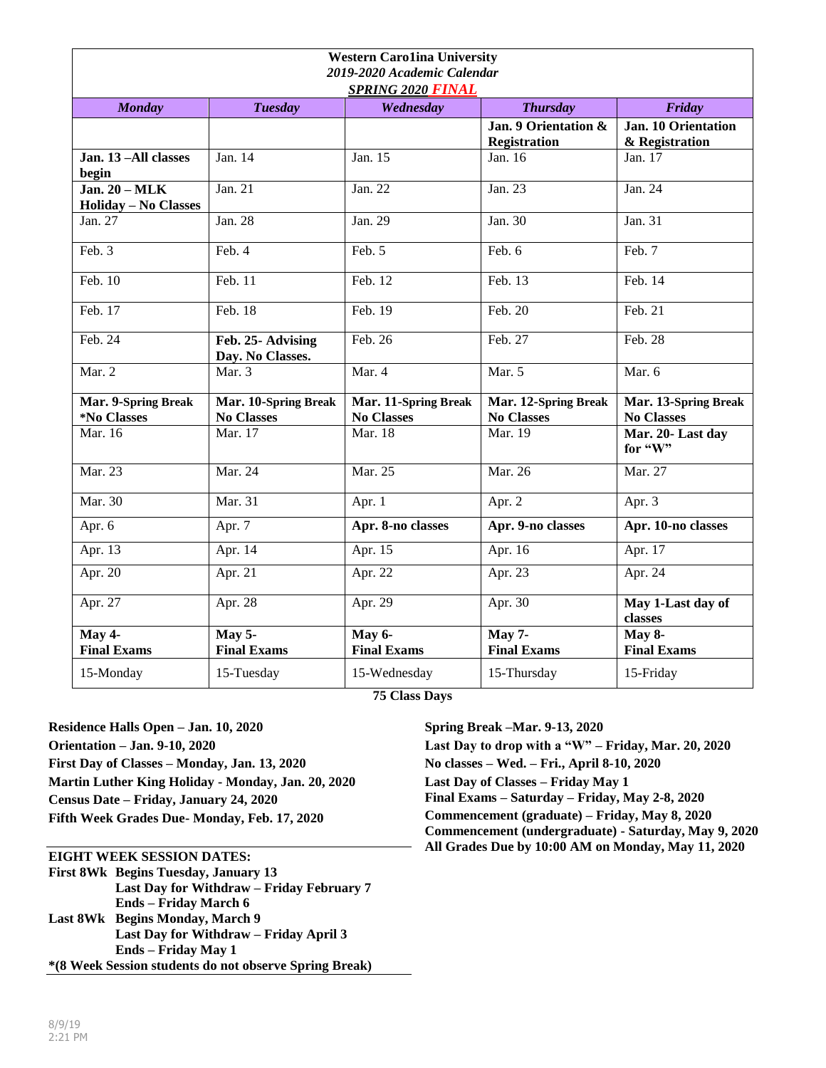# Western Caro1ina University

## *2019-2020 Academic Calendar*

### ***SPRING 2020 FINAL***

| *Monday* | *Tuesday* | *Wednesday* | *Thursday* | *Friday* |
|---|---|---|---|---|
| | | | **Jan. 9 Orientation & Registration** | **Jan. 10 Orientation & Registration** |
| **Jan. 13 –All classes begin** | Jan. 14 | Jan. 15 | Jan. 16 | Jan. 17 |
| **Jan. 20 – MLK Holiday – No Classes** | Jan. 21 | Jan. 22 | Jan. 23 | Jan. 24 |
| Jan. 27 | Jan. 28 | Jan. 29 | Jan. 30 | Jan. 31 |
| Feb. 3 | Feb. 4 | Feb. 5 | Feb. 6 | Feb. 7 |
| Feb. 10 | Feb. 11 | Feb. 12 | Feb. 13 | Feb. 14 |
| Feb. 17 | Feb. 18 | Feb. 19 | Feb. 20 | Feb. 21 |
| Feb. 24 | **Feb. 25- Advising Day. No Classes.** | Feb. 26 | Feb. 27 | Feb. 28 |
| Mar. 2 | Mar. 3 | Mar. 4 | Mar. 5 | Mar. 6 |
| **Mar. 9-Spring Break *No Classes** | **Mar. 10-Spring Break No Classes** | **Mar. 11-Spring Break No Classes** | **Mar. 12-Spring Break No Classes** | **Mar. 13-Spring Break No Classes** |
| Mar. 16 | Mar. 17 | Mar. 18 | Mar. 19 | **Mar. 20- Last day for "W"** |
| Mar. 23 | Mar. 24 | Mar. 25 | Mar. 26 | Mar. 27 |
| Mar. 30 | Mar. 31 | Apr. 1 | Apr. 2 | Apr. 3 |
| Apr. 6 | Apr. 7 | **Apr. 8-no classes** | **Apr. 9-no classes** | **Apr. 10-no classes** |
| Apr. 13 | Apr. 14 | Apr. 15 | Apr. 16 | Apr. 17 |
| Apr. 20 | Apr. 21 | Apr. 22 | Apr. 23 | Apr. 24 |
| Apr. 27 | Apr. 28 | Apr. 29 | Apr. 30 | **May 1-Last day of classes** |
| **May 4- Final Exams** | **May 5- Final Exams** | **May 6- Final Exams** | **May 7- Final Exams** | **May 8- Final Exams** |
| 15-Monday | 15-Tuesday | 15-Wednesday | 15-Thursday | 15-Friday |

**75 Class Days**

**Residence Halls Open – Jan. 10, 2020**
**Orientation – Jan. 9-10, 2020**
**First Day of Classes – Monday, Jan. 13, 2020**
**Martin Luther King Holiday - Monday, Jan. 20, 2020**
**Census Date – Friday, January 24, 2020**
**Fifth Week Grades Due- Monday, Feb. 17, 2020**

**EIGHT WEEK SESSION DATES:**
**First 8Wk Begins Tuesday, January 13**
**Last Day for Withdraw – Friday February 7**
**Ends – Friday March 6**
**Last 8Wk Begins Monday, March 9**
**Last Day for Withdraw – Friday April 3**
**Ends – Friday May 1**
***(8 Week Session students do not observe Spring Break)**

**Spring Break –Mar. 9-13, 2020**
**Last Day to drop with a "W" – Friday, Mar. 20, 2020**
**No classes – Wed. – Fri., April 8-10, 2020**
**Last Day of Classes – Friday May 1**
**Final Exams – Saturday – Friday, May 2-8, 2020**
**Commencement (graduate) – Friday, May 8, 2020**
**Commencement (undergraduate) - Saturday, May 9, 2020**
**All Grades Due by 10:00 AM on Monday, May 11, 2020**

8/9/19
2:21 PM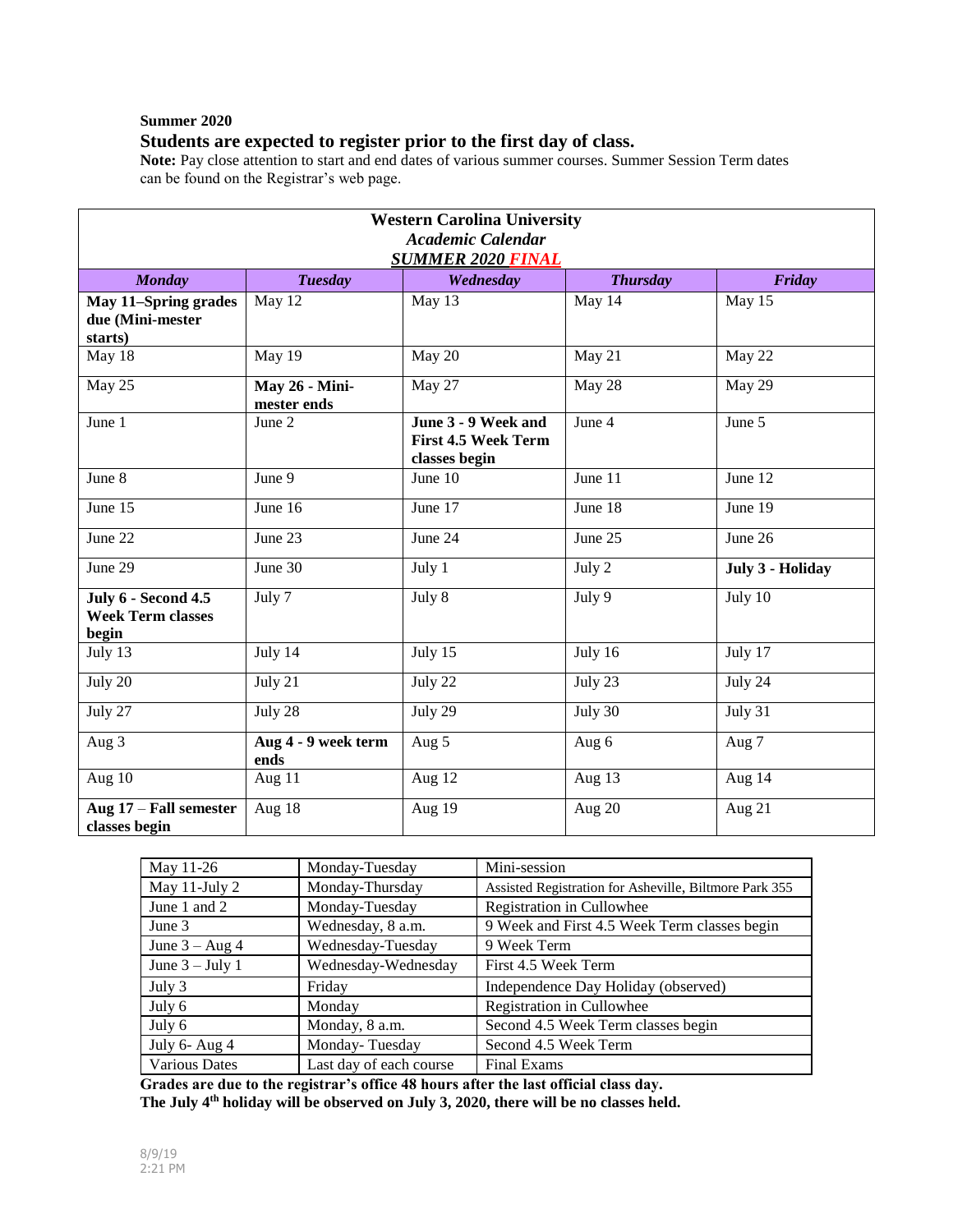**Summer 2020**

### Students are expected to register prior to the first day of class.

**Note:** Pay close attention to start and end dates of various summer courses. Summer Session Term dates can be found on the Registrar's web page.

**Western Carolina University**
***Academic Calendar***
***SUMMER 2020 FINAL***

| ***Monday*** | ***Tuesday*** | ***Wednesday*** | ***Thursday*** | ***Friday*** |
|---|---|---|---|---|
| **May 11–Spring grades due (Mini-mester starts)** | May 12 | May 13 | May 14 | May 15 |
| May 18 | May 19 | May 20 | May 21 | May 22 |
| May 25 | **May 26 - Mini-mester ends** | May 27 | May 28 | May 29 |
| June 1 | June 2 | **June 3 - 9 Week and First 4.5 Week Term classes begin** | June 4 | June 5 |
| June 8 | June 9 | June 10 | June 11 | June 12 |
| June 15 | June 16 | June 17 | June 18 | June 19 |
| June 22 | June 23 | June 24 | June 25 | June 26 |
| June 29 | June 30 | July 1 | July 2 | **July 3 - Holiday** |
| **July 6 - Second 4.5 Week Term classes begin** | July 7 | July 8 | July 9 | July 10 |
| July 13 | July 14 | July 15 | July 16 | July 17 |
| July 20 | July 21 | July 22 | July 23 | July 24 |
| July 27 | July 28 | July 29 | July 30 | July 31 |
| Aug 3 | **Aug 4 - 9 week term ends** | Aug 5 | Aug 6 | Aug 7 |
| Aug 10 | Aug 11 | Aug 12 | Aug 13 | Aug 14 |
| **Aug 17** – **Fall semester classes begin** | Aug 18 | Aug 19 | Aug 20 | Aug 21 |

| | | |
|---|---|---|
| May 11-26 | Monday-Tuesday | Mini-session |
| May 11-July 2 | Monday-Thursday | Assisted Registration for Asheville, Biltmore Park 355 |
| June 1 and 2 | Monday-Tuesday | Registration in Cullowhee |
| June 3 | Wednesday, 8 a.m. | 9 Week and First 4.5 Week Term classes begin |
| June 3 – Aug 4 | Wednesday-Tuesday | 9 Week Term |
| June 3 – July 1 | Wednesday-Wednesday | First 4.5 Week Term |
| July 3 | Friday | Independence Day Holiday (observed) |
| July 6 | Monday | Registration in Cullowhee |
| July 6 | Monday, 8 a.m. | Second 4.5 Week Term classes begin |
| July 6- Aug 4 | Monday- Tuesday | Second 4.5 Week Term |
| Various Dates | Last day of each course | Final Exams |

**Grades are due to the registrar's office 48 hours after the last official class day.**
**The July 4th holiday will be observed on July 3, 2020, there will be no classes held.**

8/9/19
2:21 PM